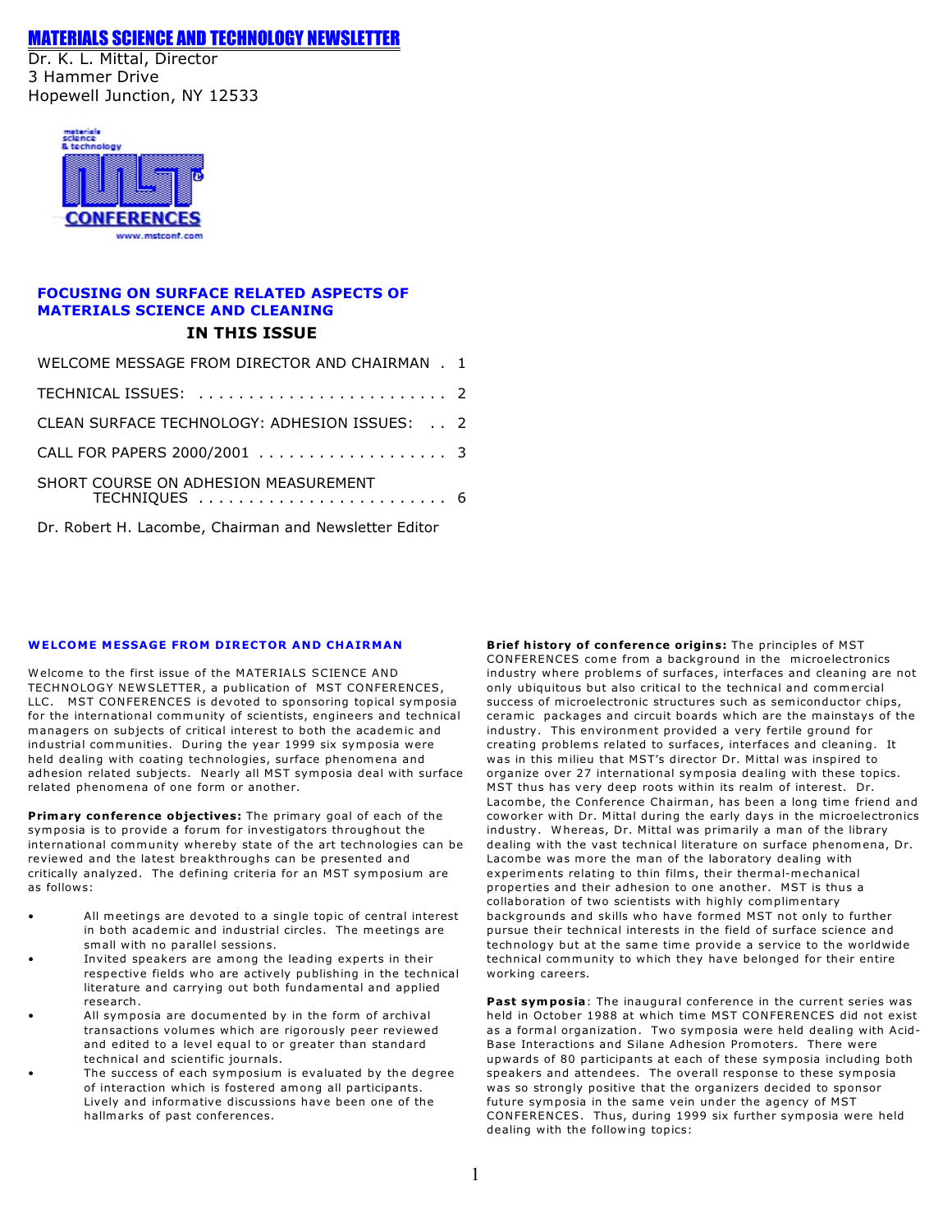# MATERIALS SCIENCE AND TECHNOLOGY NEWSLETTER

Dr. K. L. Mittal, Director
3 Hammer Drive
Hopewell Junction, NY 12533

materials science & technology
MST CONFERENCES
www.mstconf.com

**FOCUSING ON SURFACE RELATED ASPECTS OF MATERIALS SCIENCE AND CLEANING**

## IN THIS ISSUE

WELCOME MESSAGE FROM DIRECTOR AND CHAIRMAN . 1

TECHNICAL ISSUES: . . . . . . . . . . . . . . . . . . . . . . . . . 2

CLEAN SURFACE TECHNOLOGY: ADHESION ISSUES: . . 2

CALL FOR PAPERS 2000/2001 . . . . . . . . . . . . . . . . . . . 3

SHORT COURSE ON ADHESION MEASUREMENT TECHNIQUES . . . . . . . . . . . . . . . . . . . . . . . . . 6

Dr. Robert H. Lacombe, Chairman and Newsletter Editor

## WELCOME MESSAGE FROM DIRECTOR AND CHAIRMAN

Welcome to the first issue of the MATERIALS SCIENCE AND TECHNOLOGY NEWSLETTER, a publication of MST CONFERENCES, LLC. MST CONFERENCES is devoted to sponsoring topical symposia for the international community of scientists, engineers and technical managers on subjects of critical interest to both the academic and industrial communities. During the year 1999 six symposia were held dealing with coating technologies, surface phenomena and adhesion related subjects. Nearly all MST symposia deal with surface related phenomena of one form or another.

**Primary conference objectives:** The primary goal of each of the symposia is to provide a forum for investigators throughout the international community whereby state of the art technologies can be reviewed and the latest breakthroughs can be presented and critically analyzed. The defining criteria for an MST symposium are as follows:

- All meetings are devoted to a single topic of central interest in both academic and industrial circles. The meetings are small with no parallel sessions.
- Invited speakers are among the leading experts in their respective fields who are actively publishing in the technical literature and carrying out both fundamental and applied research.
- All symposia are documented by in the form of archival transactions volumes which are rigorously peer reviewed and edited to a level equal to or greater than standard technical and scientific journals.
- The success of each symposium is evaluated by the degree of interaction which is fostered among all participants. Lively and informative discussions have been one of the hallmarks of past conferences.

**Brief history of conference origins:** The principles of MST CONFERENCES come from a background in the microelectronics industry where problems of surfaces, interfaces and cleaning are not only ubiquitous but also critical to the technical and commercial success of microelectronic structures such as semiconductor chips, ceramic packages and circuit boards which are the mainstays of the industry. This environment provided a very fertile ground for creating problems related to surfaces, interfaces and cleaning. It was in this milieu that MST's director Dr. Mittal was inspired to organize over 27 international symposia dealing with these topics. MST thus has very deep roots within its realm of interest. Dr. Lacombe, the Conference Chairman, has been a long time friend and coworker with Dr. Mittal during the early days in the microelectronics industry. Whereas, Dr. Mittal was primarily a man of the library dealing with the vast technical literature on surface phenomena, Dr. Lacombe was more the man of the laboratory dealing with experiments relating to thin films, their thermal-mechanical properties and their adhesion to one another. MST is thus a collaboration of two scientists with highly complimentary backgrounds and skills who have formed MST not only to further pursue their technical interests in the field of surface science and technology but at the same time provide a service to the worldwide technical community to which they have belonged for their entire working careers.

**Past symposia**: The inaugural conference in the current series was held in October 1988 at which time MST CONFERENCES did not exist as a formal organization. Two symposia were held dealing with Acid-Base Interactions and Silane Adhesion Promoters. There were upwards of 80 participants at each of these symposia including both speakers and attendees. The overall response to these symposia was so strongly positive that the organizers decided to sponsor future symposia in the same vein under the agency of MST CONFERENCES. Thus, during 1999 six further symposia were held dealing with the following topics: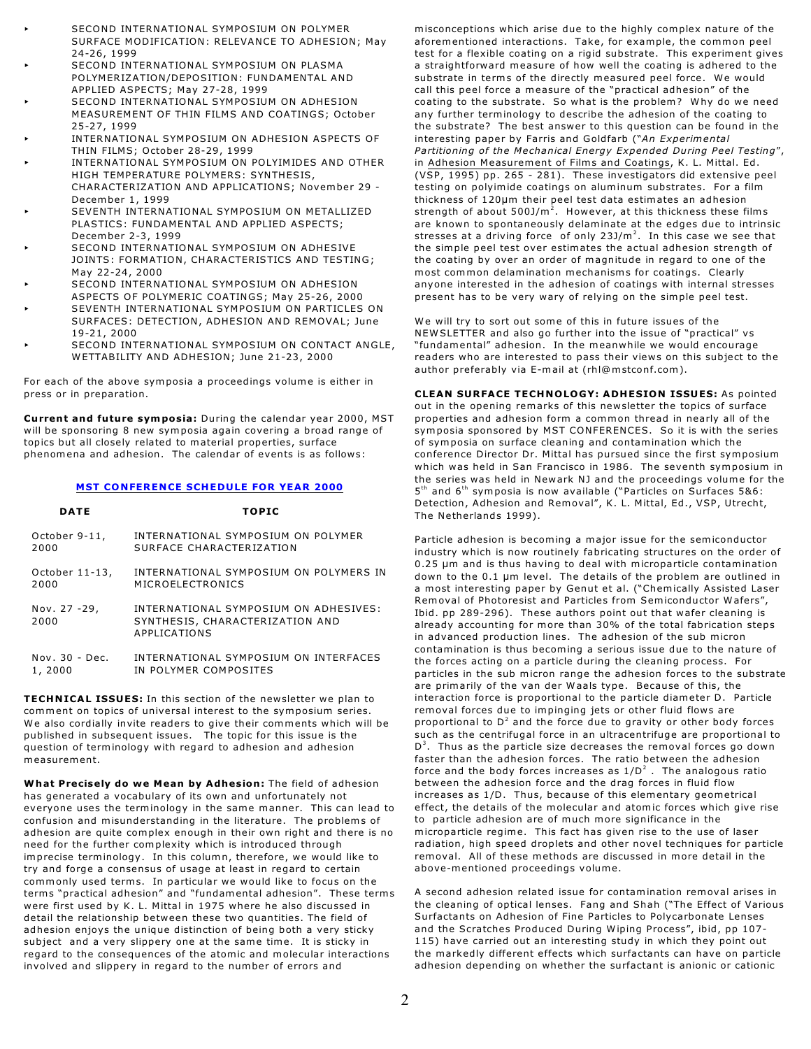- SECOND INTERNATIONAL SYMPOSIUM ON POLYMER SURFACE MODIFICATION: RELEVANCE TO ADHESION; May 24-26, 1999
- SECOND INTERNATIONAL SYMPOSIUM ON PLASMA POLYMERIZATION/DEPOSITION: FUNDAMENTAL AND APPLIED ASPECTS; May 27-28, 1999
- SECOND INTERNATIONAL SYMPOSIUM ON ADHESION MEASUREMENT OF THIN FILMS AND COATINGS; October 25-27, 1999
- INTERNATIONAL SYMPOSIUM ON ADHESION ASPECTS OF THIN FILMS; October 28-29, 1999
- INTERNATIONAL SYMPOSIUM ON POLYIMIDES AND OTHER HIGH TEMPERATURE POLYMERS: SYNTHESIS, CHARACTERIZATION AND APPLICATIONS; November 29 - December 1, 1999
- SEVENTH INTERNATIONAL SYMPOSIUM ON METALLIZED PLASTICS: FUNDAMENTAL AND APPLIED ASPECTS; December 2-3, 1999
- SECOND INTERNATIONAL SYMPOSIUM ON ADHESIVE JOINTS: FORMATION, CHARACTERISTICS AND TESTING; May 22-24, 2000
- SECOND INTERNATIONAL SYMPOSIUM ON ADHESION ASPECTS OF POLYMERIC COATINGS; May 25-26, 2000
- SEVENTH INTERNATIONAL SYMPOSIUM ON PARTICLES ON SURFACES: DETECTION, ADHESION AND REMOVAL; June 19-21, 2000
- SECOND INTERNATIONAL SYMPOSIUM ON CONTACT ANGLE, WETTABILITY AND ADHESION; June 21-23, 2000

For each of the above symposia a proceedings volume is either in press or in preparation.

**Current and future symposia:** During the calendar year 2000, MST will be sponsoring 8 new symposia again covering a broad range of topics but all closely related to material properties, surface phenomena and adhesion. The calendar of events is as follows:

**MST CONFERENCE SCHEDULE FOR YEAR 2000**

| DATE | TOPIC |
|---|---|
| October 9-11, 2000 | INTERNATIONAL SYMPOSIUM ON POLYMER SURFACE CHARACTERIZATION |
| October 11-13, 2000 | INTERNATIONAL SYMPOSIUM ON POLYMERS IN MICROELECTRONICS |
| Nov. 27 -29, 2000 | INTERNATIONAL SYMPOSIUM ON ADHESIVES: SYNTHESIS, CHARACTERIZATION AND APPLICATIONS |
| Nov. 30 - Dec. 1, 2000 | INTERNATIONAL SYMPOSIUM ON INTERFACES IN POLYMER COMPOSITES |

**TECHNICAL ISSUES:** In this section of the newsletter we plan to comment on topics of universal interest to the symposium series. We also cordially invite readers to give their comments which will be published in subsequent issues. The topic for this issue is the question of terminology with regard to adhesion and adhesion measurement.

**What Precisely do we Mean by Adhesion:** The field of adhesion has generated a vocabulary of its own and unfortunately not everyone uses the terminology in the same manner. This can lead to confusion and misunderstanding in the literature. The problems of adhesion are quite complex enough in their own right and there is no need for the further complexity which is introduced through imprecise terminology. In this column, therefore, we would like to try and forge a consensus of usage at least in regard to certain commonly used terms. In particular we would like to focus on the terms "practical adhesion" and "fundamental adhesion". These terms were first used by K. L. Mittal in 1975 where he also discussed in detail the relationship between these two quantities. The field of adhesion enjoys the unique distinction of being both a very sticky subject and a very slippery one at the same time. It is sticky in regard to the consequences of the atomic and molecular interactions involved and slippery in regard to the number of errors and misconceptions which arise due to the highly complex nature of the aforementioned interactions. Take, for example, the common peel test for a flexible coating on a rigid substrate. This experiment gives a straightforward measure of how well the coating is adhered to the substrate in terms of the directly measured peel force. We would call this peel force a measure of the "practical adhesion" of the coating to the substrate. So what is the problem? Why do we need any further terminology to describe the adhesion of the coating to the substrate? The best answer to this question can be found in the interesting paper by Farris and Goldfarb ("*An Experimental Partitioning of the Mechanical Energy Expended During Peel Testing*", in Adhesion Measurement of Films and Coatings, K. L. Mittal. Ed. (VSP, 1995) pp. 265 - 281). These investigators did extensive peel testing on polyimide coatings on aluminum substrates. For a film thickness of 120µm their peel test data estimates an adhesion strength of about $500 J/m^2$. However, at this thickness these films are known to spontaneously delaminate at the edges due to intrinsic stresses at a driving force of only $23 J/m^2$. In this case we see that the simple peel test over estimates the actual adhesion strength of the coating by over an order of magnitude in regard to one of the most common delamination mechanisms for coatings. Clearly anyone interested in the adhesion of coatings with internal stresses present has to be very wary of relying on the simple peel test.

We will try to sort out some of this in future issues of the NEWSLETTER and also go further into the issue of "practical" vs "fundamental" adhesion. In the meanwhile we would encourage readers who are interested to pass their views on this subject to the author preferably via E-mail at (rhl@mstconf.com).

**CLEAN SURFACE TECHNOLOGY: ADHESION ISSUES:** As pointed out in the opening remarks of this newsletter the topics of surface properties and adhesion form a common thread in nearly all of the symposia sponsored by MST CONFERENCES. So it is with the series of symposia on surface cleaning and contamination which the conference Director Dr. Mittal has pursued since the first symposium which was held in San Francisco in 1986. The seventh symposium in the series was held in Newark NJ and the proceedings volume for the 5th and 6th symposia is now available ("Particles on Surfaces 5&6: Detection, Adhesion and Removal", K. L. Mittal, Ed., VSP, Utrecht, The Netherlands 1999).

Particle adhesion is becoming a major issue for the semiconductor industry which is now routinely fabricating structures on the order of 0.25 µm and is thus having to deal with microparticle contamination down to the 0.1 µm level. The details of the problem are outlined in a most interesting paper by Genut et al. ("Chemically Assisted Laser Removal of Photoresist and Particles from Semiconductor Wafers", Ibid. pp 289-296). These authors point out that wafer cleaning is already accounting for more than 30% of the total fabrication steps in advanced production lines. The adhesion of the sub micron contamination is thus becoming a serious issue due to the nature of the forces acting on a particle during the cleaning process. For particles in the sub micron range the adhesion forces to the substrate are primarily of the van der Waals type. Because of this, the interaction force is proportional to the particle diameter D. Particle removal forces due to impinging jets or other fluid flows are proportional to $D^2$ and the force due to gravity or other body forces such as the centrifugal force in an ultracentrifuge are proportional to $D^3$. Thus as the particle size decreases the removal forces go down faster than the adhesion forces. The ratio between the adhesion force and the body forces increases as $1/D^2$. The analogous ratio between the adhesion force and the drag forces in fluid flow increases as $1/D$. Thus, because of this elementary geometrical effect, the details of the molecular and atomic forces which give rise to particle adhesion are of much more significance in the microparticle regime. This fact has given rise to the use of laser radiation, high speed droplets and other novel techniques for particle removal. All of these methods are discussed in more detail in the above-mentioned proceedings volume.

A second adhesion related issue for contamination removal arises in the cleaning of optical lenses. Fang and Shah ("The Effect of Various Surfactants on Adhesion of Fine Particles to Polycarbonate Lenses and the Scratches Produced During Wiping Process", ibid, pp 107-115) have carried out an interesting study in which they point out the markedly different effects which surfactants can have on particle adhesion depending on whether the surfactant is anionic or cationic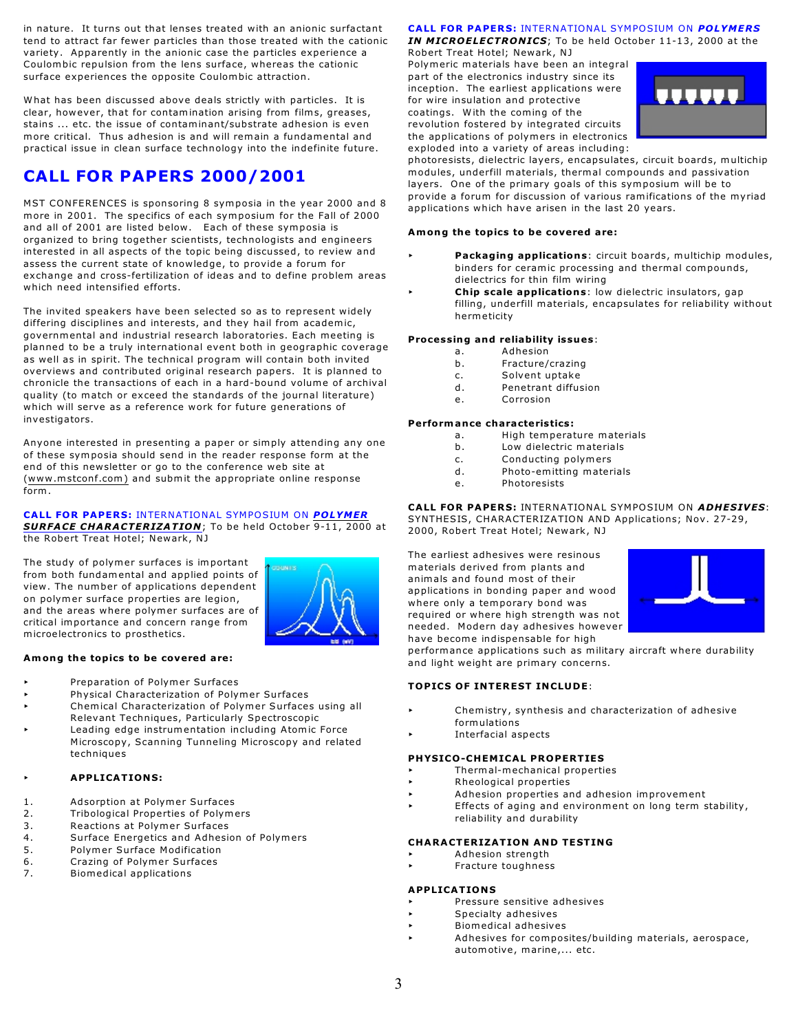in nature. It turns out that lenses treated with an anionic surfactant tend to attract far fewer particles than those treated with the cationic variety. Apparently in the anionic case the particles experience a Coulombic repulsion from the lens surface, whereas the cationic surface experiences the opposite Coulombic attraction.

What has been discussed above deals strictly with particles. It is clear, however, that for contamination arising from films, greases, stains ... etc. the issue of contaminant/substrate adhesion is even more critical. Thus adhesion is and will remain a fundamental and practical issue in clean surface technology into the indefinite future.

# CALL FOR PAPERS 2000/2001

MST CONFERENCES is sponsoring 8 symposia in the year 2000 and 8 more in 2001. The specifics of each symposium for the Fall of 2000 and all of 2001 are listed below. Each of these symposia is organized to bring together scientists, technologists and engineers interested in all aspects of the topic being discussed, to review and assess the current state of knowledge, to provide a forum for exchange and cross-fertilization of ideas and to define problem areas which need intensified efforts.

The invited speakers have been selected so as to represent widely differing disciplines and interests, and they hail from academic, governmental and industrial research laboratories. Each meeting is planned to be a truly international event both in geographic coverage as well as in spirit. The technical program will contain both invited overviews and contributed original research papers. It is planned to chronicle the transactions of each in a hard-bound volume of archival quality (to match or exceed the standards of the journal literature) which will serve as a reference work for future generations of investigators.

Anyone interested in presenting a paper or simply attending any one of these symposia should send in the reader response form at the end of this newsletter or go to the conference web site at (www.mstconf.com) and submit the appropriate online response form.

**CALL FOR PAPERS:** INTERNATIONAL SYMPOSIUM ON ***POLYMER SURFACE CHARACTERIZATION***; To be held October 9-11, 2000 at the Robert Treat Hotel; Newark, NJ

The study of polymer surfaces is important from both fundamental and applied points of view. The number of applications dependent on polymer surface properties are legion, and the areas where polymer surfaces are of critical importance and concern range from microelectronics to prosthetics.

**Among the topics to be covered are:**

- Preparation of Polymer Surfaces
- Physical Characterization of Polymer Surfaces
- Chemical Characterization of Polymer Surfaces using all Relevant Techniques, Particularly Spectroscopic
- Leading edge instrumentation including Atomic Force Microscopy, Scanning Tunneling Microscopy and related techniques
- **APPLICATIONS:**

1. Adsorption at Polymer Surfaces
2. Tribological Properties of Polymers
3. Reactions at Polymer Surfaces
4. Surface Energetics and Adhesion of Polymers
5. Polymer Surface Modification
6. Crazing of Polymer Surfaces
7. Biomedical applications

**CALL FOR PAPERS:** INTERNATIONAL SYMPOSIUM ON ***POLYMERS IN MICROELECTRONICS***; To be held October 11-13, 2000 at the Robert Treat Hotel; Newark, NJ

Polymeric materials have been an integral part of the electronics industry since its inception. The earliest applications were for wire insulation and protective coatings. With the coming of the revolution fostered by integrated circuits the applications of polymers in electronics exploded into a variety of areas including: photoresists, dielectric layers, encapsulates, circuit boards, multichip modules, underfill materials, thermal compounds and passivation layers. One of the primary goals of this symposium will be to provide a forum for discussion of various ramifications of the myriad applications which have arisen in the last 20 years.

**Among the topics to be covered are:**

- **Packaging applications**: circuit boards, multichip modules, binders for ceramic processing and thermal compounds, dielectrics for thin film wiring
- **Chip scale applications**: low dielectric insulators, gap filling, underfill materials, encapsulates for reliability without hermeticity

**Processing and reliability issues**:

a. Adhesion
b. Fracture/crazing
c. Solvent uptake
d. Penetrant diffusion
e. Corrosion

**Performance characteristics:**

a. High temperature materials
b. Low dielectric materials
c. Conducting polymers
d. Photo-emitting materials
e. Photoresists

**CALL FOR PAPERS:** INTERNATIONAL SYMPOSIUM ON ***ADHESIVES***: SYNTHESIS, CHARACTERIZATION AND Applications; Nov. 27-29, 2000, Robert Treat Hotel; Newark, NJ

The earliest adhesives were resinous materials derived from plants and animals and found most of their applications in bonding paper and wood where only a temporary bond was required or where high strength was not needed. Modern day adhesives however have become indispensable for high performance applications such as military aircraft where durability and light weight are primary concerns.

**TOPICS OF INTEREST INCLUDE**:

- Chemistry, synthesis and characterization of adhesive formulations
- Interfacial aspects

**PHYSICO-CHEMICAL PROPERTIES**

- Thermal-mechanical properties
- Rheological properties
- Adhesion properties and adhesion improvement
- Effects of aging and environment on long term stability, reliability and durability

**CHARACTERIZATION AND TESTING**

- Adhesion strength
- Fracture toughness

**APPLICATIONS**

- Pressure sensitive adhesives
- Specialty adhesives
- Biomedical adhesives
- Adhesives for composites/building materials, aerospace, automotive, marine,... etc.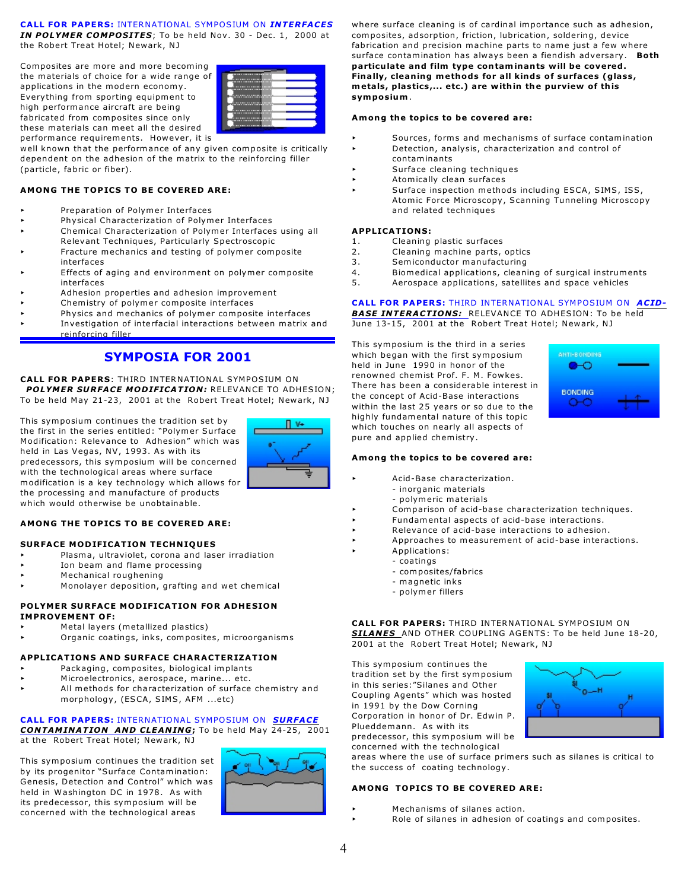**CALL FOR PAPERS:** INTERNATIONAL SYMPOSIUM ON ***INTERFACES IN POLYMER COMPOSITES***; To be held Nov. 30 - Dec. 1, 2000 at the Robert Treat Hotel; Newark, NJ

Composites are more and more becoming the materials of choice for a wide range of applications in the modern economy. Everything from sporting equipment to high performance aircraft are being fabricated from composites since only these materials can meet all the desired performance requirements. However, it is well known that the performance of any given composite is critically dependent on the adhesion of the matrix to the reinforcing filler (particle, fabric or fiber).

**AMONG THE TOPICS TO BE COVERED ARE:**

- Preparation of Polymer Interfaces
- Physical Characterization of Polymer Interfaces
- Chemical Characterization of Polymer Interfaces using all Relevant Techniques, Particularly Spectroscopic
- Fracture mechanics and testing of polymer composite interfaces
- Effects of aging and environment on polymer composite interfaces
- Adhesion properties and adhesion improvement
- Chemistry of polymer composite interfaces
- Physics and mechanics of polymer composite interfaces
- Investigation of interfacial interactions between matrix and reinforcing filler

## SYMPOSIA FOR 2001

**CALL FOR PAPERS**: THIRD INTERNATIONAL SYMPOSIUM ON ***POLYMER SURFACE MODIFICATION:*** RELEVANCE TO ADHESION; To be held May 21-23, 2001 at the Robert Treat Hotel; Newark, NJ

This symposium continues the tradition set by the first in the series entitled: "Polymer Surface Modification: Relevance to Adhesion" which was held in Las Vegas, NV, 1993. As with its predecessors, this symposium will be concerned with the technological areas where surface modification is a key technology which allows for the processing and manufacture of products which would otherwise be unobtainable.

**AMONG THE TOPICS TO BE COVERED ARE:**

**SURFACE MODIFICATION TECHNIQUES**

- Plasma, ultraviolet, corona and laser irradiation
- Ion beam and flame processing
- Mechanical roughening
- Monolayer deposition, grafting and wet chemical

**POLYMER SURFACE MODIFICATION FOR ADHESION IMPROVEMENT OF:**

- Metal layers (metallized plastics)
- Organic coatings, inks, composites, microorganisms

**APPLICATIONS AND SURFACE CHARACTERIZATION**

- Packaging, composites, biological implants
- Microelectronics, aerospace, marine... etc.
- All methods for characterization of surface chemistry and morphology, (ESCA, SIMS, AFM ...etc)

**CALL FOR PAPERS:** INTERNATIONAL SYMPOSIUM ON ***SURFACE CONTAMINATION AND CLEANING***; To be held May 24-25, 2001 at the Robert Treat Hotel; Newark, NJ

This symposium continues the tradition set by its progenitor "Surface Contamination: Genesis, Detection and Control" which was held in Washington DC in 1978. As with its predecessor, this symposium will be concerned with the technological areas where surface cleaning is of cardinal importance such as adhesion, composites, adsorption, friction, lubrication, soldering, device fabrication and precision machine parts to name just a few where surface contamination has always been a fiendish adversary. **Both particulate and film type contaminants will be covered. Finally, cleaning methods for all kinds of surfaces (glass, metals, plastics,... etc.) are within the purview of this symposium.**

**Among the topics to be covered are:**

- Sources, forms and mechanisms of surface contamination
- Detection, analysis, characterization and control of contaminants
- Surface cleaning techniques
- Atomically clean surfaces
- Surface inspection methods including ESCA, SIMS, ISS, Atomic Force Microscopy, Scanning Tunneling Microscopy and related techniques

**APPLICATIONS:**

1. Cleaning plastic surfaces
2. Cleaning machine parts, optics
3. Semiconductor manufacturing
4. Biomedical applications, cleaning of surgical instruments
5. Aerospace applications, satellites and space vehicles

**CALL FOR PAPERS:** THIRD INTERNATIONAL SYMPOSIUM ON ***ACID-BASE INTERACTIONS:*** RELEVANCE TO ADHESION: To be held June 13-15, 2001 at the Robert Treat Hotel; Newark, NJ

This symposium is the third in a series which began with the first symposium held in June 1990 in honor of the renowned chemist Prof. F. M. Fowkes. There has been a considerable interest in the concept of Acid-Base interactions within the last 25 years or so due to the highly fundamental nature of this topic which touches on nearly all aspects of pure and applied chemistry.

**Among the topics to be covered are:**

- Acid-Base characterization.
  - inorganic materials
  - polymeric materials
- Comparison of acid-base characterization techniques.
- Fundamental aspects of acid-base interactions.
- Relevance of acid-base interactions to adhesion.
- Approaches to measurement of acid-base interactions.
- Applications:
  - coatings
  - composites/fabrics
  - magnetic inks
  - polymer fillers

**CALL FOR PAPERS:** THIRD INTERNATIONAL SYMPOSIUM ON ***SILANES*** AND OTHER COUPLING AGENTS: To be held June 18-20, 2001 at the Robert Treat Hotel; Newark, NJ

This symposium continues the tradition set by the first symposium in this series:"Silanes and Other Coupling Agents" which was hosted in 1991 by the Dow Corning Corporation in honor of Dr. Edwin P. Plueddemann. As with its predecessor, this symposium will be concerned with the technological areas where the use of surface primers such as silanes is critical to the success of coating technology.

**AMONG TOPICS TO BE COVERED ARE:**

- Mechanisms of silanes action.
- Role of silanes in adhesion of coatings and composites.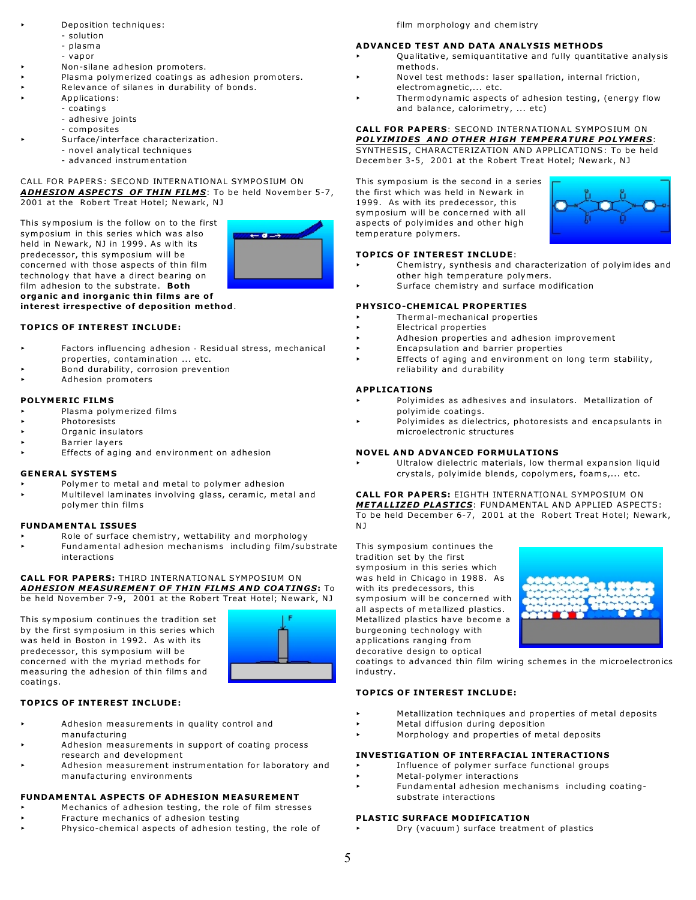- Deposition techniques:
  - solution
  - plasma
  - vapor
- Non-silane adhesion promoters.
- Plasma polymerized coatings as adhesion promoters.
- Relevance of silanes in durability of bonds.
- Applications:
  - coatings
  - adhesive joints
  - composites
- Surface/interface characterization.
  - novel analytical techniques
  - advanced instrumentation

CALL FOR PAPERS: SECOND INTERNATIONAL SYMPOSIUM ON ***ADHESION ASPECTS OF THIN FILMS***: To be held November 5-7, 2001 at the Robert Treat Hotel; Newark, NJ

This symposium is the follow on to the first symposium in this series which was also held in Newark, NJ in 1999. As with its predecessor, this symposium will be concerned with those aspects of thin film technology that have a direct bearing on film adhesion to the substrate. **Both organic and inorganic thin films are of interest irrespective of deposition method**.

**TOPICS OF INTEREST INCLUDE:**

- Factors influencing adhesion - Residual stress, mechanical properties, contamination ... etc.
- Bond durability, corrosion prevention
- Adhesion promoters

**POLYMERIC FILMS**
- Plasma polymerized films
- Photoresists
- Organic insulators
- Barrier layers
- Effects of aging and environment on adhesion

**GENERAL SYSTEMS**
- Polymer to metal and metal to polymer adhesion
- Multilevel laminates involving glass, ceramic, metal and polymer thin films

**FUNDAMENTAL ISSUES**
- Role of surface chemistry, wettability and morphology
- Fundamental adhesion mechanisms including film/substrate interactions

**CALL FOR PAPERS:** THIRD INTERNATIONAL SYMPOSIUM ON ***ADHESION MEASUREMENT OF THIN FILMS AND COATINGS*:** To be held November 7-9, 2001 at the Robert Treat Hotel; Newark, NJ

This symposium continues the tradition set by the first symposium in this series which was held in Boston in 1992. As with its predecessor, this symposium will be concerned with the myriad methods for measuring the adhesion of thin films and coatings.

**TOPICS OF INTEREST INCLUDE:**

- Adhesion measurements in quality control and manufacturing
- Adhesion measurements in support of coating process research and development
- Adhesion measurement instrumentation for laboratory and manufacturing environments

**FUNDAMENTAL ASPECTS OF ADHESION MEASUREMENT**
- Mechanics of adhesion testing, the role of film stresses
- Fracture mechanics of adhesion testing
- Physico-chemical aspects of adhesion testing, the role of film morphology and chemistry

**ADVANCED TEST AND DATA ANALYSIS METHODS**
- Qualitative, semiquantitative and fully quantitative analysis methods.
- Novel test methods: laser spallation, internal friction, electromagnetic,... etc.
- Thermodynamic aspects of adhesion testing, (energy flow and balance, calorimetry, ... etc)

**CALL FOR PAPERS**: SECOND INTERNATIONAL SYMPOSIUM ON ***POLYIMIDES AND OTHER HIGH TEMPERATURE POLYMERS***: SYNTHESIS, CHARACTERIZATION AND APPLICATIONS: To be held December 3-5, 2001 at the Robert Treat Hotel; Newark, NJ

This symposium is the second in a series the first which was held in Newark in 1999. As with its predecessor, this symposium will be concerned with all aspects of polyimides and other high temperature polymers.

**TOPICS OF INTEREST INCLUDE**:
- Chemistry, synthesis and characterization of polyimides and other high temperature polymers.
- Surface chemistry and surface modification

**PHYSICO-CHEMICAL PROPERTIES**
- Thermal-mechanical properties
- Electrical properties
- Adhesion properties and adhesion improvement
- Encapsulation and barrier properties
- Effects of aging and environment on long term stability, reliability and durability

**APPLICATIONS**
- Polyimides as adhesives and insulators. Metallization of polyimide coatings.
- Polyimides as dielectrics, photoresists and encapsulants in microelectronic structures

**NOVEL AND ADVANCED FORMULATIONS**
- Ultralow dielectric materials, low thermal expansion liquid crystals, polyimide blends, copolymers, foams,... etc.

**CALL FOR PAPERS:** EIGHTH INTERNATIONAL SYMPOSIUM ON ***METALLIZED PLASTICS***: FUNDAMENTAL AND APPLIED ASPECTS: To be held December 6-7, 2001 at the Robert Treat Hotel; Newark, NJ

This symposium continues the tradition set by the first symposium in this series which was held in Chicago in 1988. As with its predecessors, this symposium will be concerned with all aspects of metallized plastics. Metallized plastics have become a burgeoning technology with applications ranging from decorative design to optical coatings to advanced thin film wiring schemes in the microelectronics industry.

**TOPICS OF INTEREST INCLUDE:**

- Metallization techniques and properties of metal deposits
- Metal diffusion during deposition
- Morphology and properties of metal deposits

**INVESTIGATION OF INTERFACIAL INTERACTIONS**
- Influence of polymer surface functional groups
- Metal-polymer interactions
- Fundamental adhesion mechanisms including coating-substrate interactions

**PLASTIC SURFACE MODIFICATION**
- Dry (vacuum) surface treatment of plastics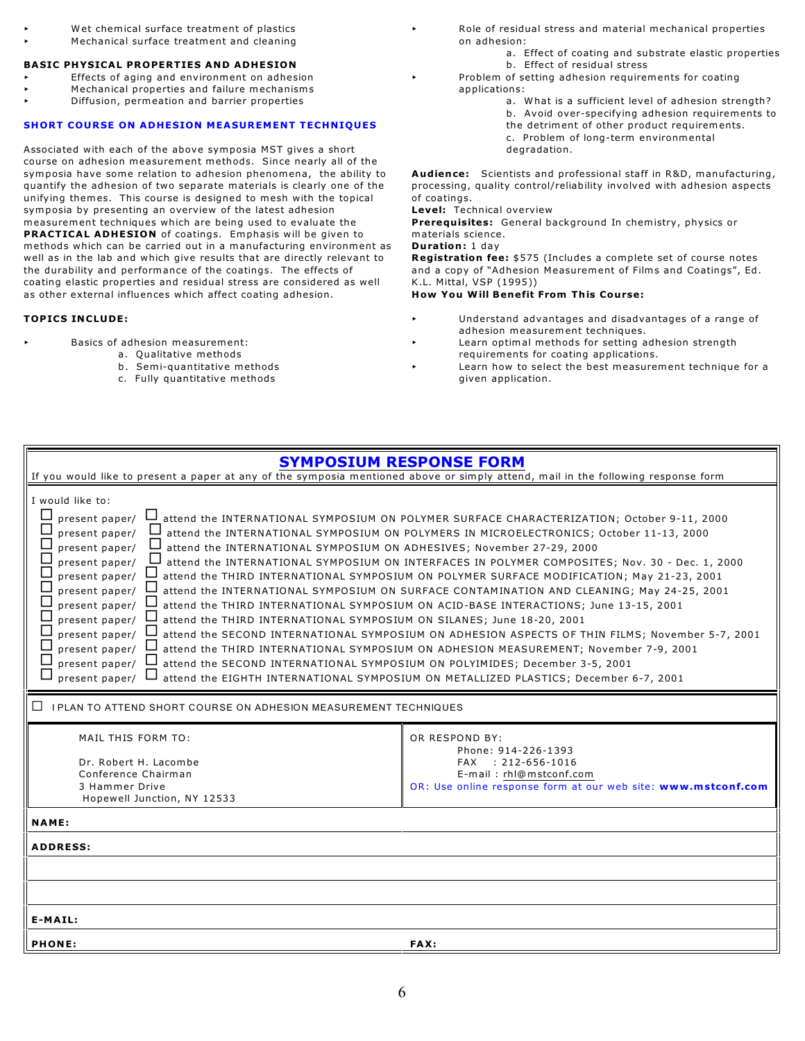- Wet chemical surface treatment of plastics
- Mechanical surface treatment and cleaning

**BASIC PHYSICAL PROPERTIES AND ADHESION**

- Effects of aging and environment on adhesion
- Mechanical properties and failure mechanisms
- Diffusion, permeation and barrier properties

### SHORT COURSE ON ADHESION MEASUREMENT TECHNIQUES

Associated with each of the above symposia MST gives a short course on adhesion measurement methods. Since nearly all of the symposia have some relation to adhesion phenomena, the ability to quantify the adhesion of two separate materials is clearly one of the unifying themes. This course is designed to mesh with the topical symposia by presenting an overview of the latest adhesion measurement techniques which are being used to evaluate the **PRACTICAL ADHESION** of coatings. Emphasis will be given to methods which can be carried out in a manufacturing environment as well as in the lab and which give results that are directly relevant to the durability and performance of the coatings. The effects of coating elastic properties and residual stress are considered as well as other external influences which affect coating adhesion.

**TOPICS INCLUDE:**

- Basics of adhesion measurement:
  a. Qualitative methods
  b. Semi-quantitative methods
  c. Fully quantitative methods
- Role of residual stress and material mechanical properties on adhesion:
  a. Effect of coating and substrate elastic properties
  b. Effect of residual stress
- Problem of setting adhesion requirements for coating applications:
  a. What is a sufficient level of adhesion strength?
  b. Avoid over-specifying adhesion requirements to the detriment of other product requirements.
  c. Problem of long-term environmental degradation.

**Audience:** Scientists and professional staff in R&D, manufacturing, processing, quality control/reliability involved with adhesion aspects of coatings.
**Level:** Technical overview
**Prerequisites:** General background In chemistry, physics or materials science.
**Duration:** 1 day
**Registration fee:** $575 (Includes a complete set of course notes and a copy of "Adhesion Measurement of Films and Coatings", Ed. K.L. Mittal, VSP (1995))
**How You Will Benefit From This Course:**

- Understand advantages and disadvantages of a range of adhesion measurement techniques.
- Learn optimal methods for setting adhesion strength requirements for coating applications.
- Learn how to select the best measurement technique for a given application.

## SYMPOSIUM RESPONSE FORM

If you would like to present a paper at any of the symposia mentioned above or simply attend, mail in the following response form

I would like to:

- ☐ present paper/ ☐ attend the INTERNATIONAL SYMPOSIUM ON POLYMER SURFACE CHARACTERIZATION; October 9-11, 2000
- ☐ present paper/ ☐ attend the INTERNATIONAL SYMPOSIUM ON POLYMERS IN MICROELECTRONICS; October 11-13, 2000
- ☐ present paper/ ☐ attend the INTERNATIONAL SYMPOSIUM ON ADHESIVES; November 27-29, 2000
- ☐ present paper/ ☐ attend the INTERNATIONAL SYMPOSIUM ON INTERFACES IN POLYMER COMPOSITES; Nov. 30 - Dec. 1, 2000
- ☐ present paper/ ☐ attend the THIRD INTERNATIONAL SYMPOSIUM ON POLYMER SURFACE MODIFICATION; May 21-23, 2001
- ☐ present paper/ ☐ attend the INTERNATIONAL SYMPOSIUM ON SURFACE CONTAMINATION AND CLEANING; May 24-25, 2001
- ☐ present paper/ ☐ attend the THIRD INTERNATIONAL SYMPOSIUM ON ACID-BASE INTERACTIONS; June 13-15, 2001
- ☐ present paper/ ☐ attend the THIRD INTERNATIONAL SYMPOSIUM ON SILANES; June 18-20, 2001
- ☐ present paper/ ☐ attend the SECOND INTERNATIONAL SYMPOSIUM ON ADHESION ASPECTS OF THIN FILMS; November 5-7, 2001
- ☐ present paper/ ☐ attend the THIRD INTERNATIONAL SYMPOSIUM ON ADHESION MEASUREMENT; November 7-9, 2001
- ☐ present paper/ ☐ attend the SECOND INTERNATIONAL SYMPOSIUM ON POLYIMIDES; December 3-5, 2001
- ☐ present paper/ ☐ attend the EIGHTH INTERNATIONAL SYMPOSIUM ON METALLIZED PLASTICS; December 6-7, 2001

☐ I PLAN TO ATTEND SHORT COURSE ON ADHESION MEASUREMENT TECHNIQUES

| | |
|---|---|
| MAIL THIS FORM TO:<br><br>Dr. Robert H. Lacombe<br>Conference Chairman<br>3 Hammer Drive<br>Hopewell Junction, NY 12533 | OR RESPOND BY:<br>Phone: 914-226-1393<br>FAX : 212-656-1016<br>E-mail : rhl@mstconf.com<br>OR: Use online response form at our web site: **www.mstconf.com** |

**NAME:**

**ADDRESS:**

**E-MAIL:**

**PHONE:** **FAX:**